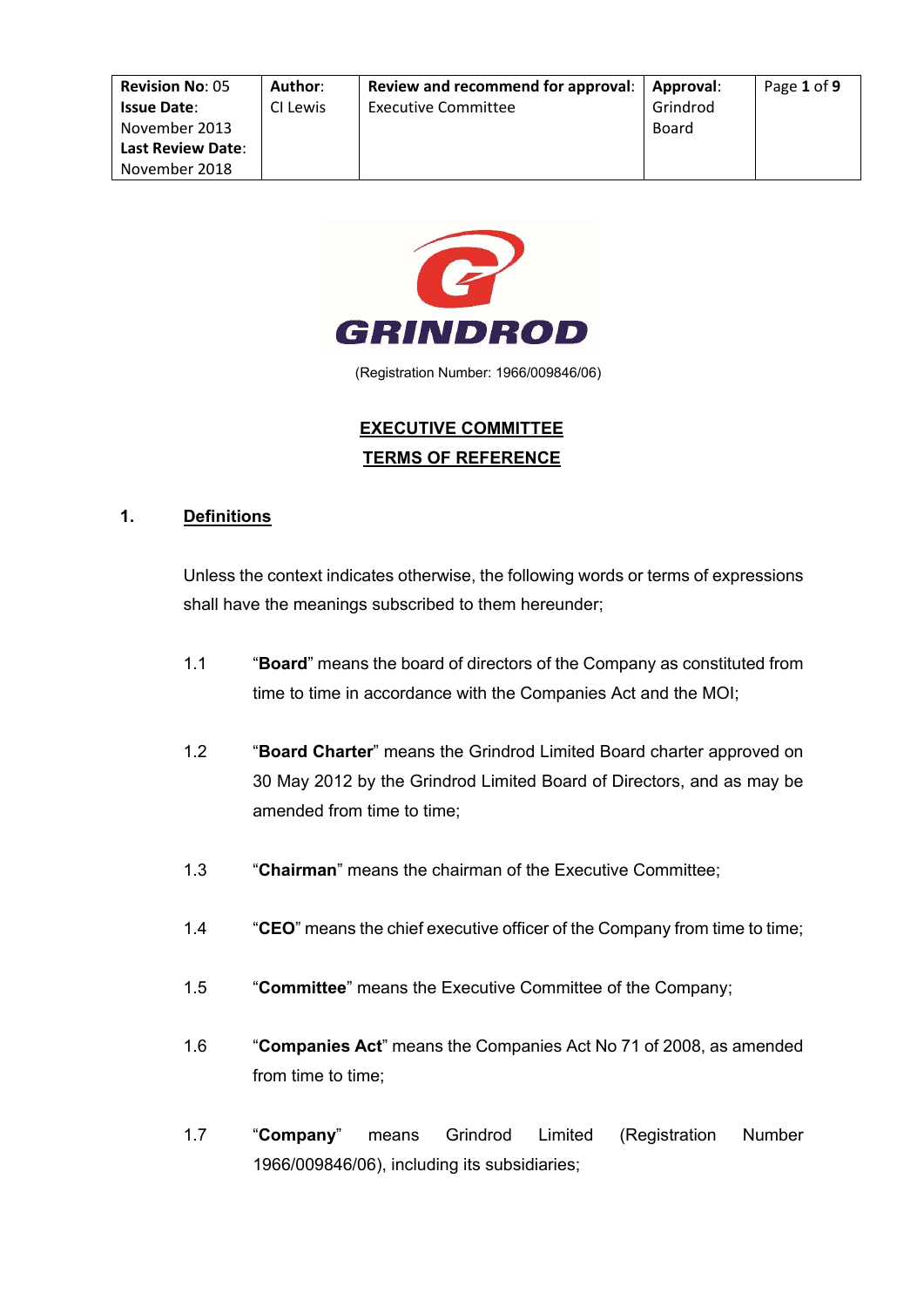(Registration Number: 1966/009846/06)

# EXECUTIVE COMMITTEE TERMS OF REFERENCE

## 1. Definitions

Unless the context indicates otherwise, the following words or terms of expressions shall have the meanings subscribed to them hereunder;

1.1 "**Board**" means the board of directors of the Company as constituted from time to time in accordance with the Companies Act and the MOI;

1.2 "**Board Charter**" means the Grindrod Limited Board charter approved on 30 May 2012 by the Grindrod Limited Board of Directors, and as may be amended from time to time;

1.3 "**Chairman**" means the chairman of the Executive Committee;

1.4 "**CEO**" means the chief executive officer of the Company from time to time;

1.5 "**Committee**" means the Executive Committee of the Company;

1.6 "**Companies Act**" means the Companies Act No 71 of 2008, as amended from time to time;

1.7 "**Company**" means Grindrod Limited (Registration Number 1966/009846/06), including its subsidiaries;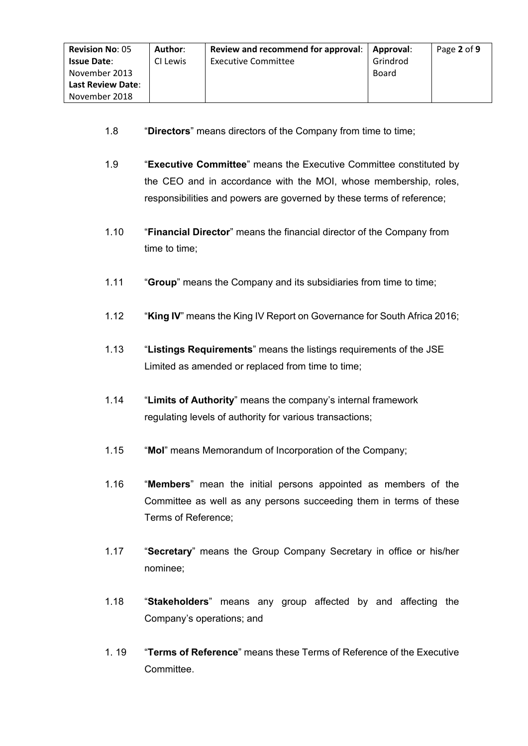1.8 "**Directors**" means directors of the Company from time to time;

1.9 "**Executive Committee**" means the Executive Committee constituted by the CEO and in accordance with the MOI, whose membership, roles, responsibilities and powers are governed by these terms of reference;

1.10 "**Financial Director**" means the financial director of the Company from time to time;

1.11 "**Group**" means the Company and its subsidiaries from time to time;

1.12 "**King IV**" means the King IV Report on Governance for South Africa 2016;

1.13 "**Listings Requirements**" means the listings requirements of the JSE Limited as amended or replaced from time to time;

1.14 "**Limits of Authority**" means the company's internal framework regulating levels of authority for various transactions;

1.15 "**MoI**" means Memorandum of Incorporation of the Company;

1.16 "**Members**" mean the initial persons appointed as members of the Committee as well as any persons succeeding them in terms of these Terms of Reference;

1.17 "**Secretary**" means the Group Company Secretary in office or his/her nominee;

1.18 "**Stakeholders**" means any group affected by and affecting the Company's operations; and

1.19 "**Terms of Reference**" means these Terms of Reference of the Executive Committee.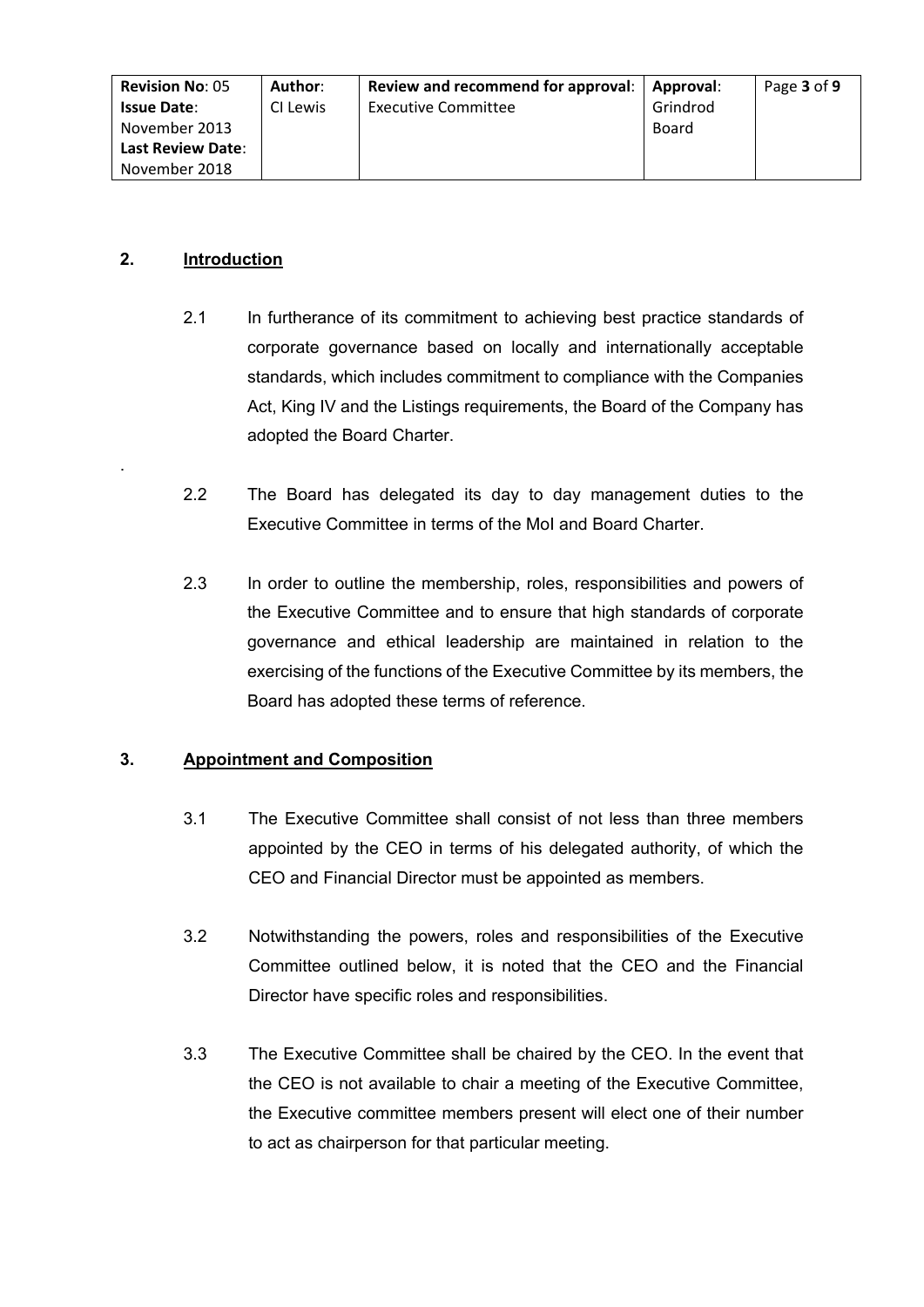## 2. Introduction

2.1 In furtherance of its commitment to achieving best practice standards of corporate governance based on locally and internationally acceptable standards, which includes commitment to compliance with the Companies Act, King IV and the Listings requirements, the Board of the Company has adopted the Board Charter.

2.2 The Board has delegated its day to day management duties to the Executive Committee in terms of the MoI and Board Charter.

2.3 In order to outline the membership, roles, responsibilities and powers of the Executive Committee and to ensure that high standards of corporate governance and ethical leadership are maintained in relation to the exercising of the functions of the Executive Committee by its members, the Board has adopted these terms of reference.

## 3. Appointment and Composition

3.1 The Executive Committee shall consist of not less than three members appointed by the CEO in terms of his delegated authority, of which the CEO and Financial Director must be appointed as members.

3.2 Notwithstanding the powers, roles and responsibilities of the Executive Committee outlined below, it is noted that the CEO and the Financial Director have specific roles and responsibilities.

3.3 The Executive Committee shall be chaired by the CEO. In the event that the CEO is not available to chair a meeting of the Executive Committee, the Executive committee members present will elect one of their number to act as chairperson for that particular meeting.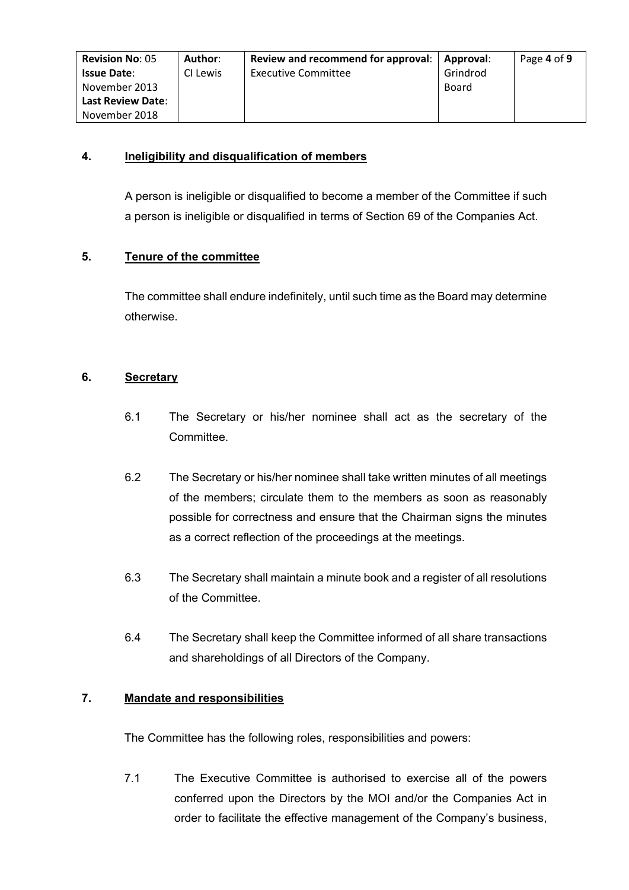## 4. Ineligibility and disqualification of members

A person is ineligible or disqualified to become a member of the Committee if such a person is ineligible or disqualified in terms of Section 69 of the Companies Act.

## 5. Tenure of the committee

The committee shall endure indefinitely, until such time as the Board may determine otherwise.

## 6. Secretary

6.1 The Secretary or his/her nominee shall act as the secretary of the Committee.

6.2 The Secretary or his/her nominee shall take written minutes of all meetings of the members; circulate them to the members as soon as reasonably possible for correctness and ensure that the Chairman signs the minutes as a correct reflection of the proceedings at the meetings.

6.3 The Secretary shall maintain a minute book and a register of all resolutions of the Committee.

6.4 The Secretary shall keep the Committee informed of all share transactions and shareholdings of all Directors of the Company.

## 7. Mandate and responsibilities

The Committee has the following roles, responsibilities and powers:

7.1 The Executive Committee is authorised to exercise all of the powers conferred upon the Directors by the MOI and/or the Companies Act in order to facilitate the effective management of the Company's business,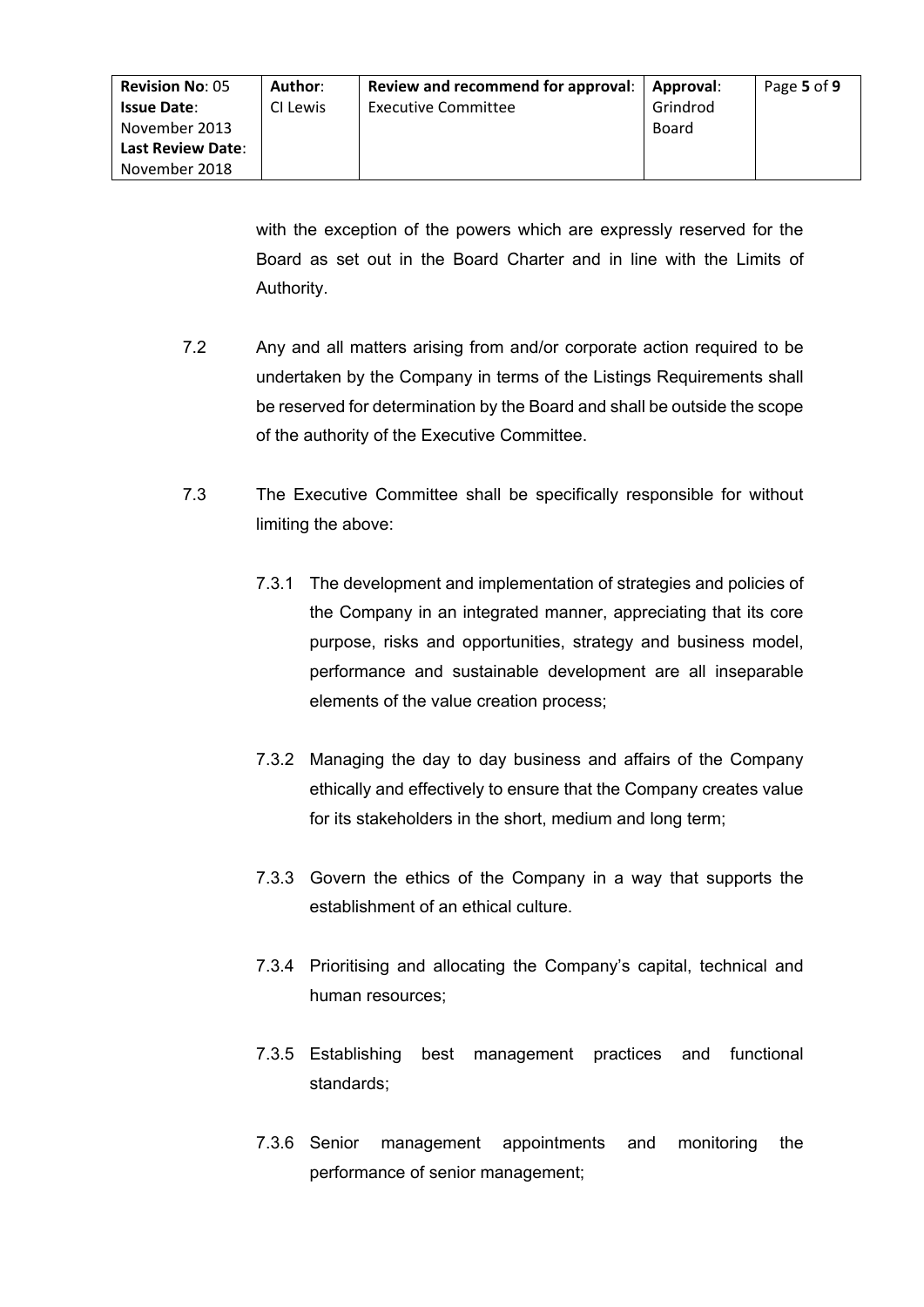with the exception of the powers which are expressly reserved for the Board as set out in the Board Charter and in line with the Limits of Authority.

7.2 Any and all matters arising from and/or corporate action required to be undertaken by the Company in terms of the Listings Requirements shall be reserved for determination by the Board and shall be outside the scope of the authority of the Executive Committee.

7.3 The Executive Committee shall be specifically responsible for without limiting the above:

7.3.1 The development and implementation of strategies and policies of the Company in an integrated manner, appreciating that its core purpose, risks and opportunities, strategy and business model, performance and sustainable development are all inseparable elements of the value creation process;

7.3.2 Managing the day to day business and affairs of the Company ethically and effectively to ensure that the Company creates value for its stakeholders in the short, medium and long term;

7.3.3 Govern the ethics of the Company in a way that supports the establishment of an ethical culture.

7.3.4 Prioritising and allocating the Company's capital, technical and human resources;

7.3.5 Establishing best management practices and functional standards;

7.3.6 Senior management appointments and monitoring the performance of senior management;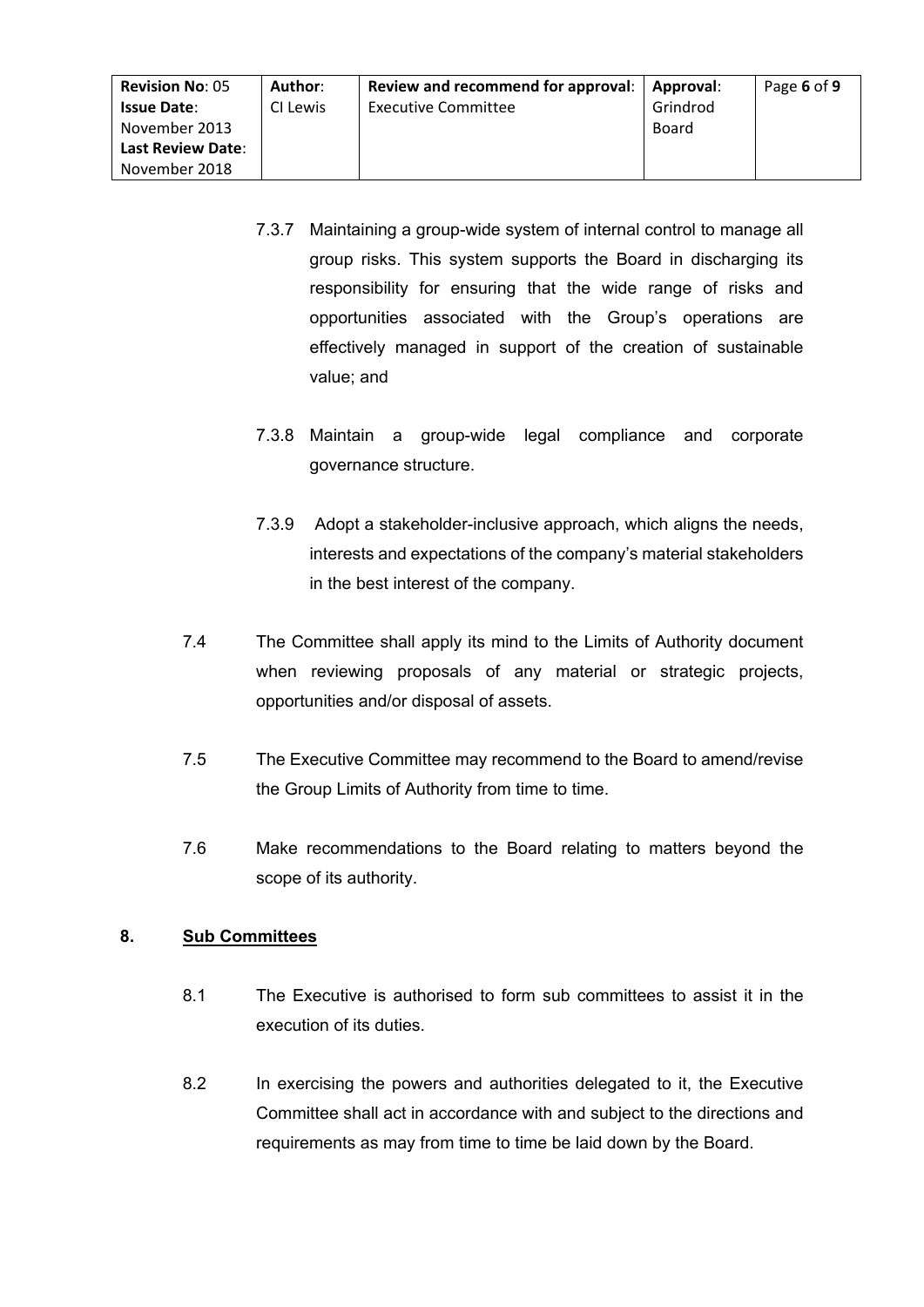7.3.7 Maintaining a group-wide system of internal control to manage all group risks. This system supports the Board in discharging its responsibility for ensuring that the wide range of risks and opportunities associated with the Group's operations are effectively managed in support of the creation of sustainable value; and

7.3.8 Maintain a group-wide legal compliance and corporate governance structure.

7.3.9 Adopt a stakeholder-inclusive approach, which aligns the needs, interests and expectations of the company's material stakeholders in the best interest of the company.

7.4 The Committee shall apply its mind to the Limits of Authority document when reviewing proposals of any material or strategic projects, opportunities and/or disposal of assets.

7.5 The Executive Committee may recommend to the Board to amend/revise the Group Limits of Authority from time to time.

7.6 Make recommendations to the Board relating to matters beyond the scope of its authority.

## 8. Sub Committees

8.1 The Executive is authorised to form sub committees to assist it in the execution of its duties.

8.2 In exercising the powers and authorities delegated to it, the Executive Committee shall act in accordance with and subject to the directions and requirements as may from time to time be laid down by the Board.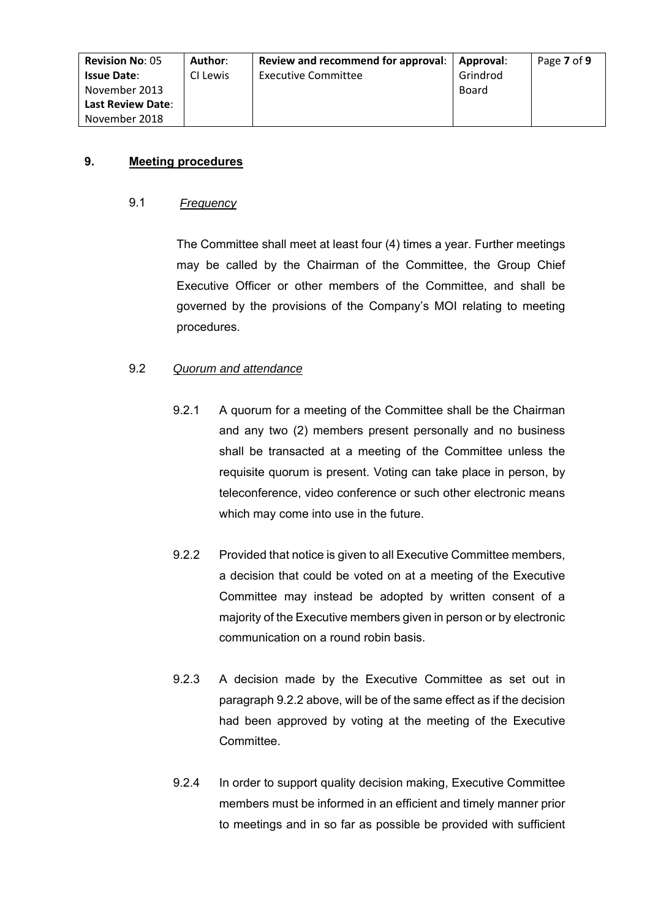## 9. Meeting procedures

### 9.1 *Frequency*

The Committee shall meet at least four (4) times a year. Further meetings may be called by the Chairman of the Committee, the Group Chief Executive Officer or other members of the Committee, and shall be governed by the provisions of the Company's MOI relating to meeting procedures.

### 9.2 *Quorum and attendance*

9.2.1 A quorum for a meeting of the Committee shall be the Chairman and any two (2) members present personally and no business shall be transacted at a meeting of the Committee unless the requisite quorum is present. Voting can take place in person, by teleconference, video conference or such other electronic means which may come into use in the future.

9.2.2 Provided that notice is given to all Executive Committee members, a decision that could be voted on at a meeting of the Executive Committee may instead be adopted by written consent of a majority of the Executive members given in person or by electronic communication on a round robin basis.

9.2.3 A decision made by the Executive Committee as set out in paragraph 9.2.2 above, will be of the same effect as if the decision had been approved by voting at the meeting of the Executive Committee.

9.2.4 In order to support quality decision making, Executive Committee members must be informed in an efficient and timely manner prior to meetings and in so far as possible be provided with sufficient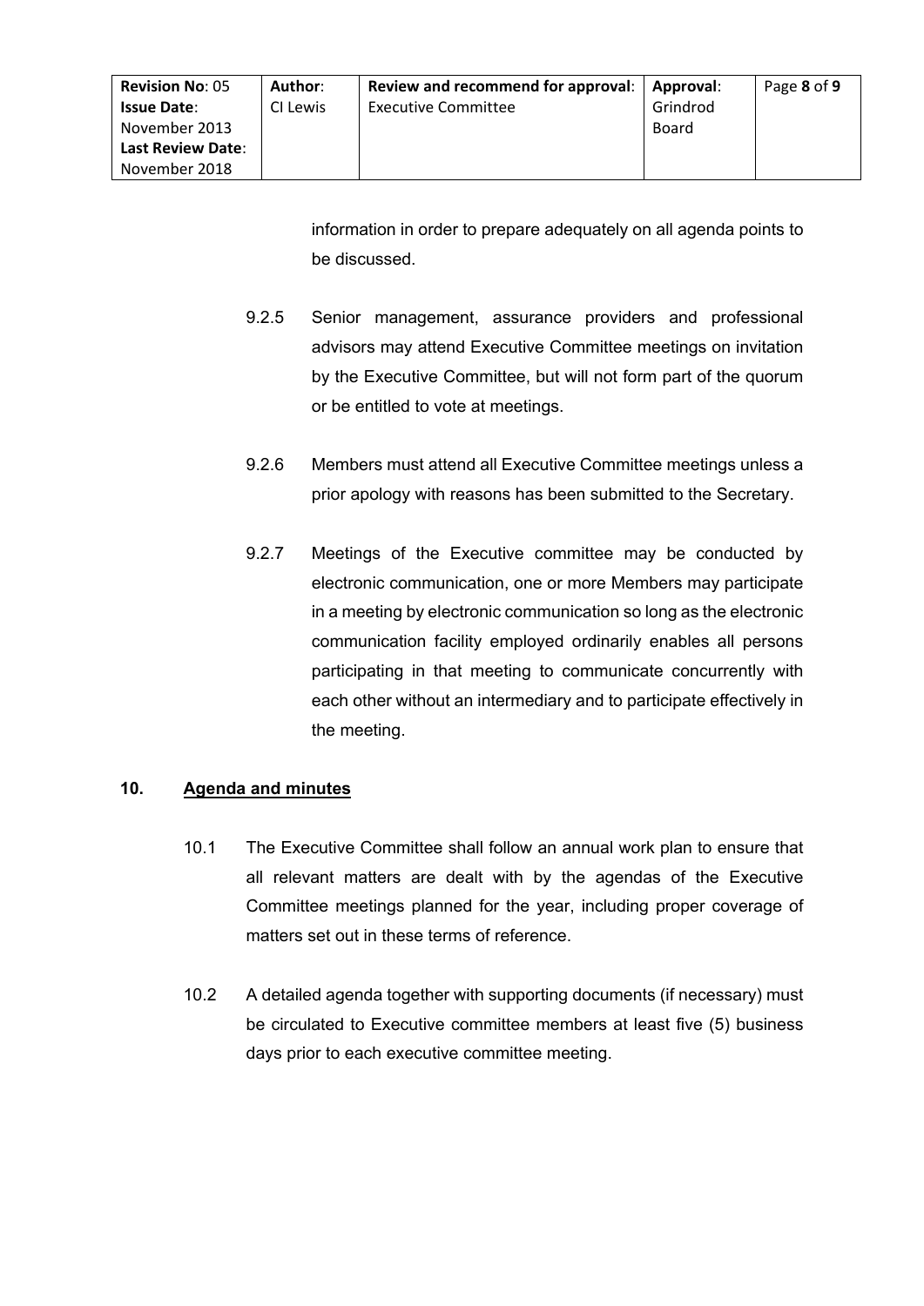information in order to prepare adequately on all agenda points to be discussed.

9.2.5 Senior management, assurance providers and professional advisors may attend Executive Committee meetings on invitation by the Executive Committee, but will not form part of the quorum or be entitled to vote at meetings.

9.2.6 Members must attend all Executive Committee meetings unless a prior apology with reasons has been submitted to the Secretary.

9.2.7 Meetings of the Executive committee may be conducted by electronic communication, one or more Members may participate in a meeting by electronic communication so long as the electronic communication facility employed ordinarily enables all persons participating in that meeting to communicate concurrently with each other without an intermediary and to participate effectively in the meeting.

## 10. Agenda and minutes

10.1 The Executive Committee shall follow an annual work plan to ensure that all relevant matters are dealt with by the agendas of the Executive Committee meetings planned for the year, including proper coverage of matters set out in these terms of reference.

10.2 A detailed agenda together with supporting documents (if necessary) must be circulated to Executive committee members at least five (5) business days prior to each executive committee meeting.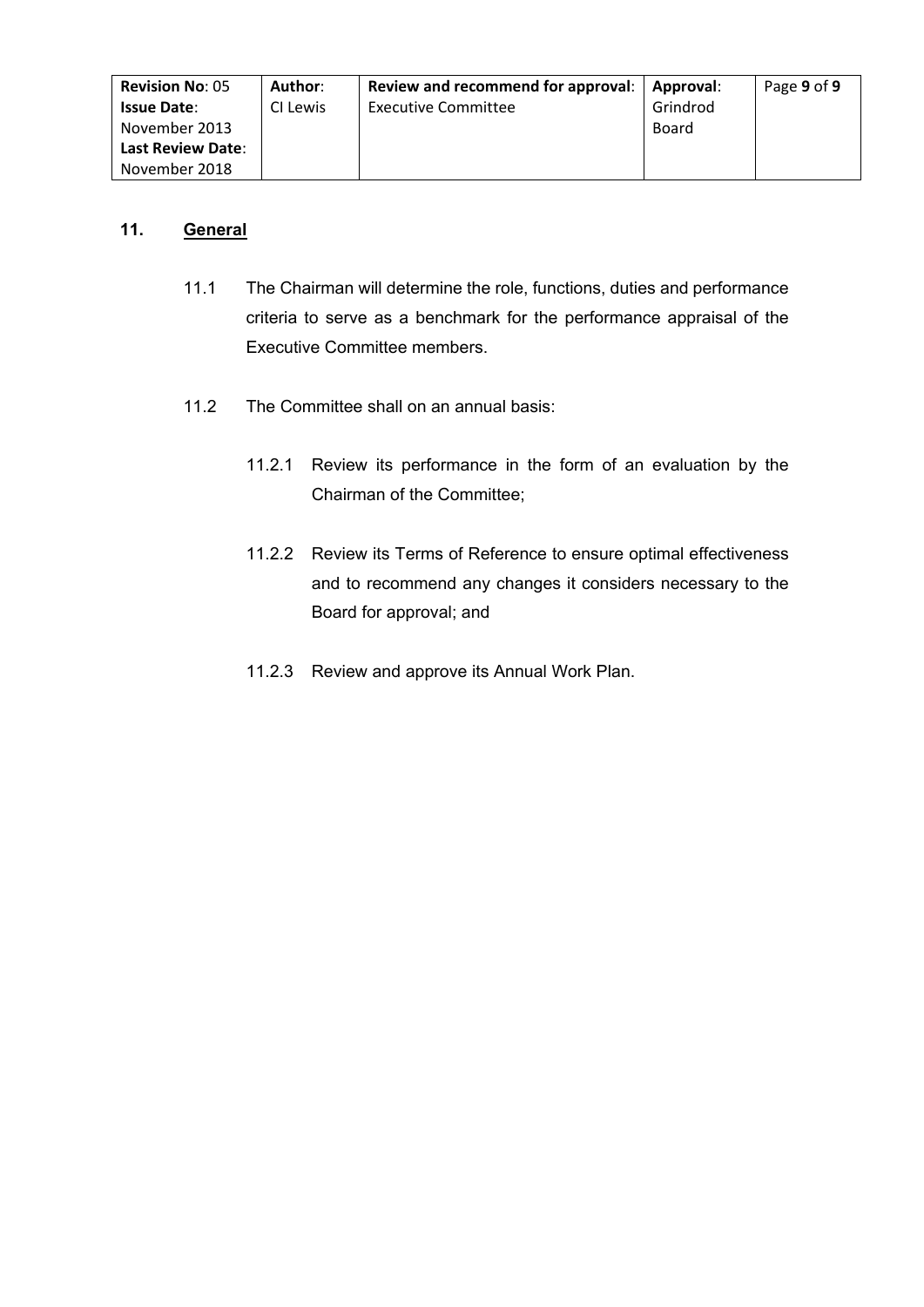## 11. General

11.1 The Chairman will determine the role, functions, duties and performance criteria to serve as a benchmark for the performance appraisal of the Executive Committee members.

11.2 The Committee shall on an annual basis:

11.2.1 Review its performance in the form of an evaluation by the Chairman of the Committee;

11.2.2 Review its Terms of Reference to ensure optimal effectiveness and to recommend any changes it considers necessary to the Board for approval; and

11.2.3 Review and approve its Annual Work Plan.